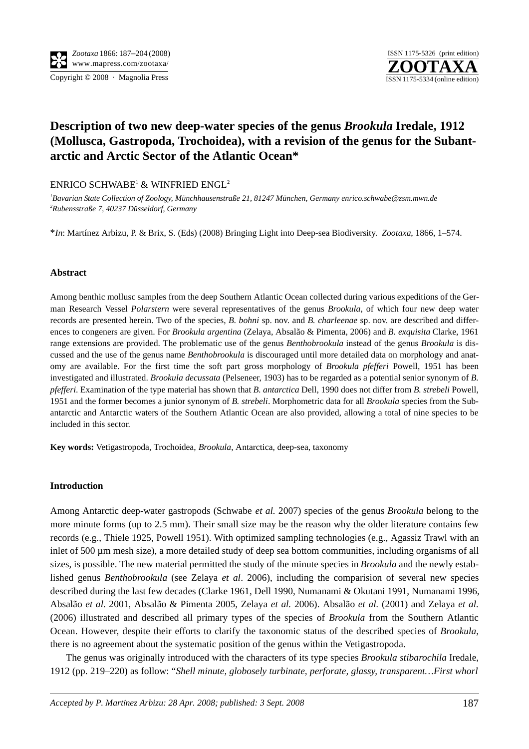# Description of two new deep-water species of the genus *Brookula* Iredale, 1912 (Mollusca, Gastropoda, Trochoidea), with a revision of the genus for the Subantarctic and Arctic Sector of the Atlantic Ocean*

ENRICO SCHWABE[1] & WINFRIED ENGL[2]

[1]*Bavarian State Collection of Zoology, Münchhausenstraße 21, 81247 München, Germany enrico.schwabe@zsm.mwn.de*
[2]*Rubensstraße 7, 40237 Düsseldorf, Germany*

\**In*: Martínez Arbizu, P. & Brix, S. (Eds) (2008) Bringing Light into Deep-sea Biodiversity. *Zootaxa*, 1866, 1–574.

### Abstract

Among benthic mollusc samples from the deep Southern Atlantic Ocean collected during various expeditions of the German Research Vessel *Polarstern* were several representatives of the genus *Brookula,* of which four new deep water records are presented herein. Two of the species, *B. bohni* sp. nov. and *B. charleenae* sp. nov. are described and differences to congeners are given. For *Brookula argentina* (Zelaya, Absalão & Pimenta, 2006) and *B. exquisita* Clarke, 1961 range extensions are provided. The problematic use of the genus *Benthobrookula* instead of the genus *Brookula* is discussed and the use of the genus name *Benthobrookula* is discouraged until more detailed data on morphology and anatomy are available. For the first time the soft part gross morphology of *Brookula pfefferi* Powell, 1951 has been investigated and illustrated. *Brookula decussata* (Pelseneer, 1903) has to be regarded as a potential senior synonym of *B. pfefferi*. Examination of the type material has shown that *B. antarctica* Dell, 1990 does not differ from *B. strebeli* Powell, 1951 and the former becomes a junior synonym of *B. strebeli*. Morphometric data for all *Brookula* species from the Subantarctic and Antarctic waters of the Southern Atlantic Ocean are also provided, allowing a total of nine species to be included in this sector.

**Key words:** Vetigastropoda, Trochoidea, *Brookula*, Antarctica, deep-sea, taxonomy

### Introduction

Among Antarctic deep-water gastropods (Schwabe *et al.* 2007) species of the genus *Brookula* belong to the more minute forms (up to 2.5 mm). Their small size may be the reason why the older literature contains few records (e.g., Thiele 1925, Powell 1951). With optimized sampling technologies (e.g., Agassiz Trawl with an inlet of 500 µm mesh size), a more detailed study of deep sea bottom communities, including organisms of all sizes, is possible. The new material permitted the study of the minute species in *Brookula* and the newly established genus *Benthobrookula* (see Zelaya *et al*. 2006), including the comparision of several new species described during the last few decades (Clarke 1961, Dell 1990, Numanami & Okutani 1991, Numanami 1996, Absalão *et al.* 2001, Absalão & Pimenta 2005, Zelaya *et al.* 2006). Absalão *et al.* (2001) and Zelaya *et al.* (2006) illustrated and described all primary types of the species of *Brookula* from the Southern Atlantic Ocean. However, despite their efforts to clarify the taxonomic status of the described species of *Brookula*, there is no agreement about the systematic position of the genus within the Vetigastropoda.

The genus was originally introduced with the characters of its type species *Brookula stibarochila* Iredale, 1912 (pp. 219–220) as follow: "*Shell minute, globosely turbinate, perforate, glassy, transparent…First whorl*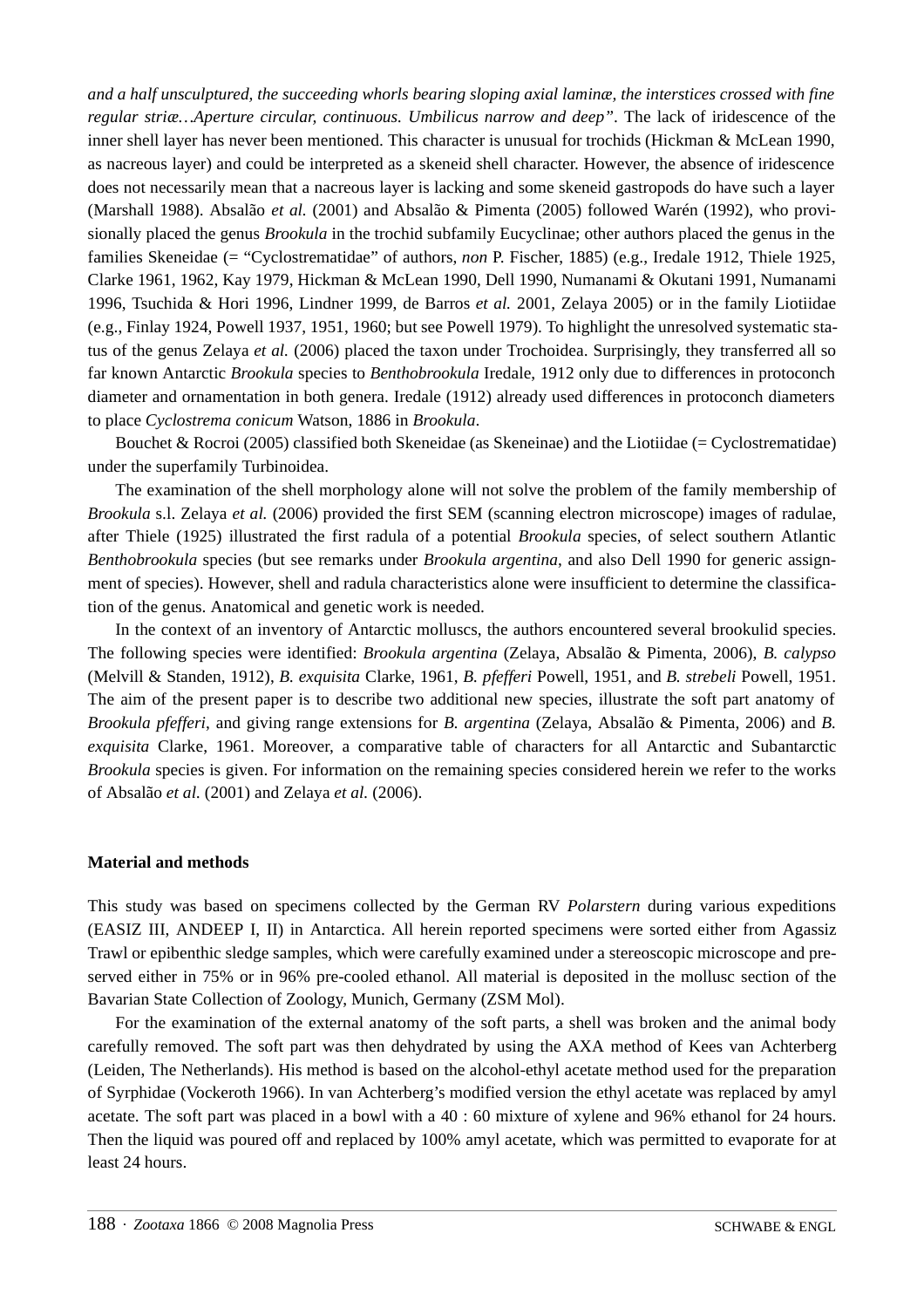*and a half unsculptured, the succeeding whorls bearing sloping axial laminæ, the interstices crossed with fine regular striæ…Aperture circular, continuous. Umbilicus narrow and deep"*. The lack of iridescence of the inner shell layer has never been mentioned. This character is unusual for trochids (Hickman & McLean 1990, as nacreous layer) and could be interpreted as a skeneid shell character. However, the absence of iridescence does not necessarily mean that a nacreous layer is lacking and some skeneid gastropods do have such a layer (Marshall 1988). Absalão *et al.* (2001) and Absalão & Pimenta (2005) followed Warén (1992), who provisionally placed the genus *Brookula* in the trochid subfamily Eucyclinae; other authors placed the genus in the families Skeneidae (= "Cyclostrematidae" of authors, *non* P. Fischer, 1885) (e.g., Iredale 1912, Thiele 1925, Clarke 1961, 1962, Kay 1979, Hickman & McLean 1990, Dell 1990, Numanami & Okutani 1991, Numanami 1996, Tsuchida & Hori 1996, Lindner 1999, de Barros *et al.* 2001, Zelaya 2005) or in the family Liotiidae (e.g., Finlay 1924, Powell 1937, 1951, 1960; but see Powell 1979). To highlight the unresolved systematic status of the genus Zelaya *et al.* (2006) placed the taxon under Trochoidea. Surprisingly, they transferred all so far known Antarctic *Brookula* species to *Benthobrookula* Iredale, 1912 only due to differences in protoconch diameter and ornamentation in both genera. Iredale (1912) already used differences in protoconch diameters to place *Cyclostrema conicum* Watson, 1886 in *Brookula*.

Bouchet & Rocroi (2005) classified both Skeneidae (as Skeneinae) and the Liotiidae (= Cyclostrematidae) under the superfamily Turbinoidea.

The examination of the shell morphology alone will not solve the problem of the family membership of *Brookula* s.l. Zelaya *et al.* (2006) provided the first SEM (scanning electron microscope) images of radulae, after Thiele (1925) illustrated the first radula of a potential *Brookula* species, of select southern Atlantic *Benthobrookula* species (but see remarks under *Brookula argentina*, and also Dell 1990 for generic assignment of species). However, shell and radula characteristics alone were insufficient to determine the classification of the genus. Anatomical and genetic work is needed.

In the context of an inventory of Antarctic molluscs, the authors encountered several brookulid species. The following species were identified: *Brookula argentina* (Zelaya, Absalão & Pimenta, 2006), *B. calypso* (Melvill & Standen, 1912), *B. exquisita* Clarke, 1961, *B. pfefferi* Powell, 1951, and *B. strebeli* Powell, 1951. The aim of the present paper is to describe two additional new species, illustrate the soft part anatomy of *Brookula pfefferi*, and giving range extensions for *B. argentina* (Zelaya, Absalão & Pimenta, 2006) and *B. exquisita* Clarke, 1961. Moreover, a comparative table of characters for all Antarctic and Subantarctic *Brookula* species is given. For information on the remaining species considered herein we refer to the works of Absalão *et al.* (2001) and Zelaya *et al.* (2006).

## Material and methods

This study was based on specimens collected by the German RV *Polarstern* during various expeditions (EASIZ III, ANDEEP I, II) in Antarctica. All herein reported specimens were sorted either from Agassiz Trawl or epibenthic sledge samples, which were carefully examined under a stereoscopic microscope and preserved either in 75% or in 96% pre-cooled ethanol. All material is deposited in the mollusc section of the Bavarian State Collection of Zoology, Munich, Germany (ZSM Mol).

For the examination of the external anatomy of the soft parts, a shell was broken and the animal body carefully removed. The soft part was then dehydrated by using the AXA method of Kees van Achterberg (Leiden, The Netherlands). His method is based on the alcohol-ethyl acetate method used for the preparation of Syrphidae (Vockeroth 1966). In van Achterberg's modified version the ethyl acetate was replaced by amyl acetate. The soft part was placed in a bowl with a 40 : 60 mixture of xylene and 96% ethanol for 24 hours. Then the liquid was poured off and replaced by 100% amyl acetate, which was permitted to evaporate for at least 24 hours.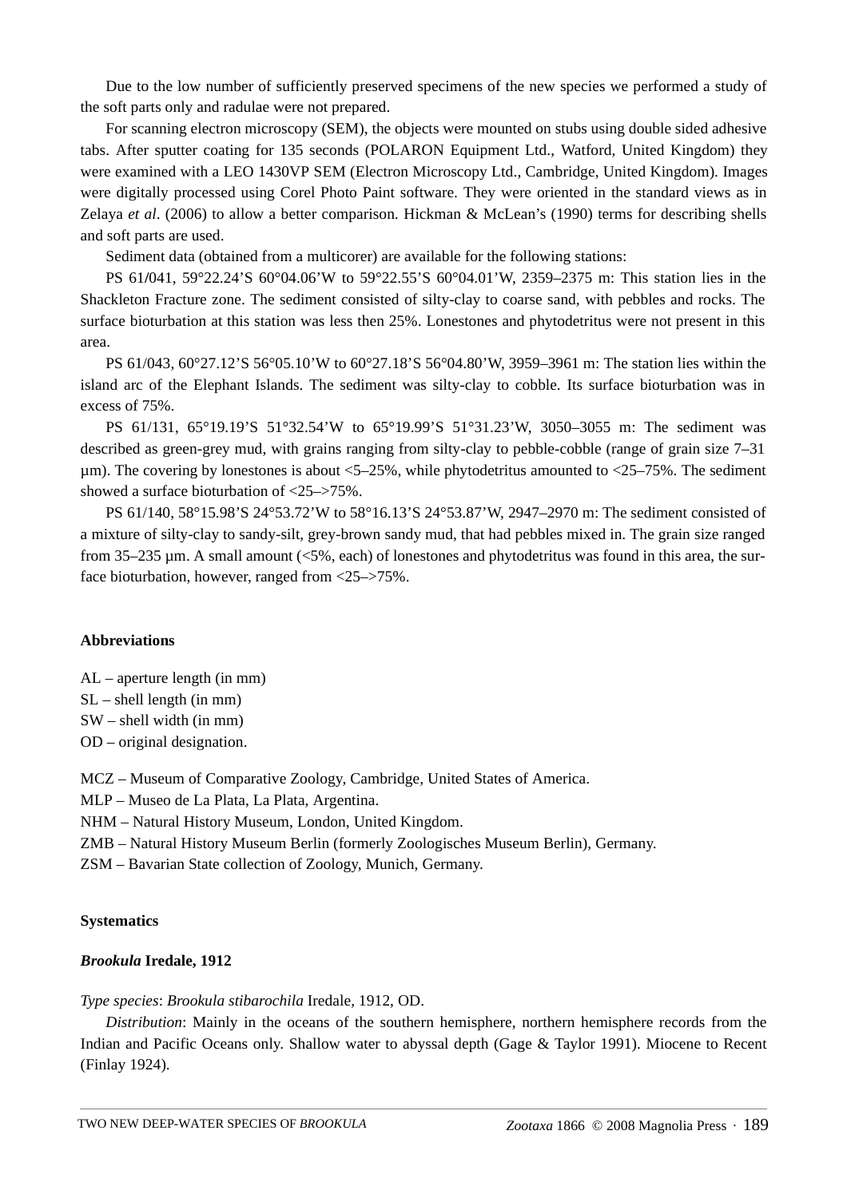Due to the low number of sufficiently preserved specimens of the new species we performed a study of the soft parts only and radulae were not prepared.

For scanning electron microscopy (SEM), the objects were mounted on stubs using double sided adhesive tabs. After sputter coating for 135 seconds (POLARON Equipment Ltd., Watford, United Kingdom) they were examined with a LEO 1430VP SEM (Electron Microscopy Ltd., Cambridge, United Kingdom). Images were digitally processed using Corel Photo Paint software. They were oriented in the standard views as in Zelaya *et al*. (2006) to allow a better comparison. Hickman & McLean's (1990) terms for describing shells and soft parts are used.

Sediment data (obtained from a multicorer) are available for the following stations:

PS 61/041, 59°22.24'S 60°04.06'W to 59°22.55'S 60°04.01'W, 2359–2375 m: This station lies in the Shackleton Fracture zone. The sediment consisted of silty-clay to coarse sand, with pebbles and rocks. The surface bioturbation at this station was less then 25%. Lonestones and phytodetritus were not present in this area.

PS 61/043, 60°27.12'S 56°05.10'W to 60°27.18'S 56°04.80'W, 3959–3961 m: The station lies within the island arc of the Elephant Islands. The sediment was silty-clay to cobble. Its surface bioturbation was in excess of 75%.

PS 61/131, 65°19.19'S 51°32.54'W to 65°19.99'S 51°31.23'W, 3050–3055 m: The sediment was described as green-grey mud, with grains ranging from silty-clay to pebble-cobble (range of grain size 7–31 µm). The covering by lonestones is about <5–25%, while phytodetritus amounted to <25–75%. The sediment showed a surface bioturbation of <25–>75%.

PS 61/140, 58°15.98'S 24°53.72'W to 58°16.13'S 24°53.87'W, 2947–2970 m: The sediment consisted of a mixture of silty-clay to sandy-silt, grey-brown sandy mud, that had pebbles mixed in. The grain size ranged from 35–235 µm. A small amount (<5%, each) of lonestones and phytodetritus was found in this area, the surface bioturbation, however, ranged from <25–>75%.

**Abbreviations**

AL – aperture length (in mm)
SL – shell length (in mm)
SW – shell width (in mm)
OD – original designation.

MCZ – Museum of Comparative Zoology, Cambridge, United States of America.
MLP – Museo de La Plata, La Plata, Argentina.
NHM – Natural History Museum, London, United Kingdom.
ZMB – Natural History Museum Berlin (formerly Zoologisches Museum Berlin), Germany.
ZSM – Bavarian State collection of Zoology, Munich, Germany.

**Systematics**

***Brookula* Iredale, 1912**

*Type species*: *Brookula stibarochila* Iredale, 1912, OD.

*Distribution*: Mainly in the oceans of the southern hemisphere, northern hemisphere records from the Indian and Pacific Oceans only. Shallow water to abyssal depth (Gage & Taylor 1991). Miocene to Recent (Finlay 1924).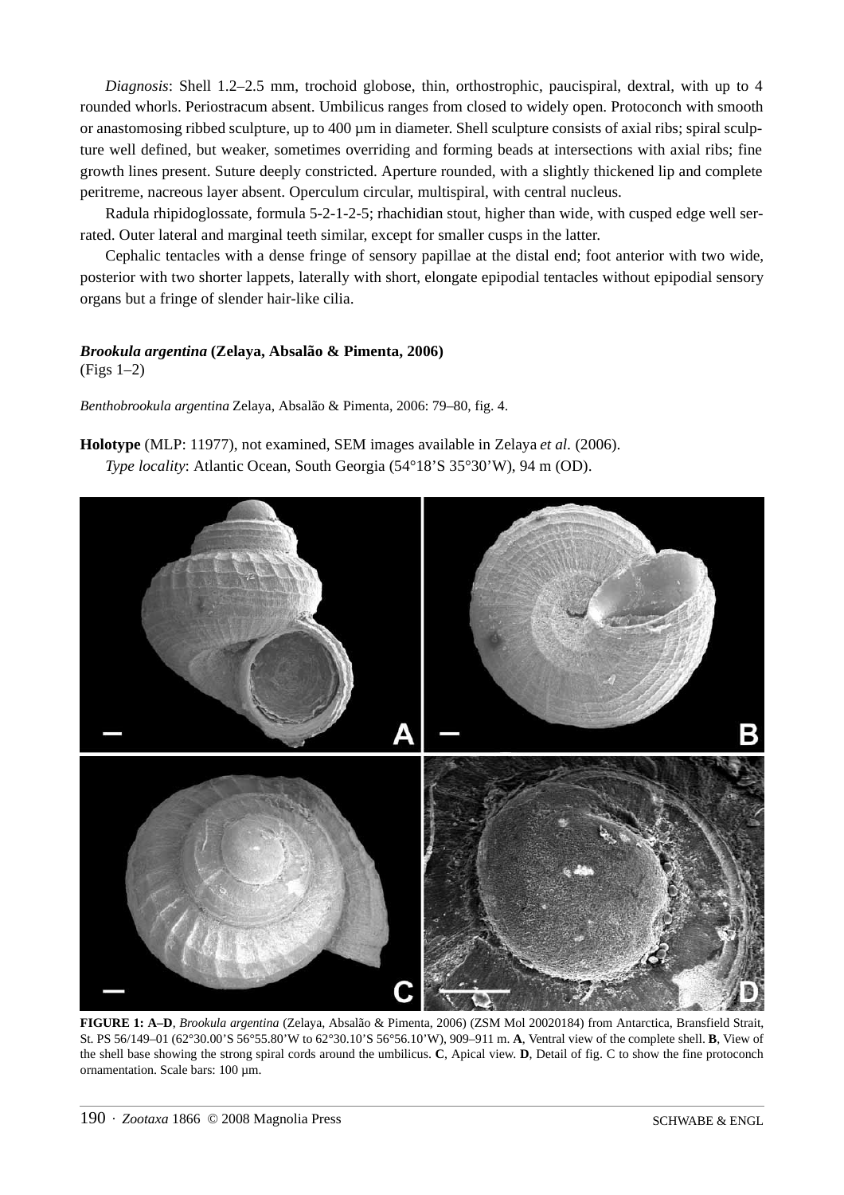*Diagnosis*: Shell 1.2–2.5 mm, trochoid globose, thin, orthostrophic, paucispiral, dextral, with up to 4 rounded whorls. Periostracum absent. Umbilicus ranges from closed to widely open. Protoconch with smooth or anastomosing ribbed sculpture, up to 400 µm in diameter. Shell sculpture consists of axial ribs; spiral sculpture well defined, but weaker, sometimes overriding and forming beads at intersections with axial ribs; fine growth lines present. Suture deeply constricted. Aperture rounded, with a slightly thickened lip and complete peritreme, nacreous layer absent. Operculum circular, multispiral, with central nucleus.

Radula rhipidoglossate, formula 5-2-1-2-5; rhachidian stout, higher than wide, with cusped edge well serrated. Outer lateral and marginal teeth similar, except for smaller cusps in the latter.

Cephalic tentacles with a dense fringe of sensory papillae at the distal end; foot anterior with two wide, posterior with two shorter lappets, laterally with short, elongate epipodial tentacles without epipodial sensory organs but a fringe of slender hair-like cilia.

### *Brookula argentina* (Zelaya, Absalão & Pimenta, 2006)
(Figs 1–2)

*Benthobrookula argentina* Zelaya, Absalão & Pimenta, 2006: 79–80, fig. 4.

**Holotype** (MLP: 11977), not examined, SEM images available in Zelaya *et al.* (2006).

*Type locality*: Atlantic Ocean, South Georgia (54°18'S 35°30'W), 94 m (OD).

**FIGURE 1: A–D**, *Brookula argentina* (Zelaya, Absalão & Pimenta, 2006) (ZSM Mol 20020184) from Antarctica, Bransfield Strait, St. PS 56/149–01 (62°30.00'S 56°55.80'W to 62°30.10'S 56°56.10'W), 909–911 m. **A**, Ventral view of the complete shell. **B**, View of the shell base showing the strong spiral cords around the umbilicus. **C**, Apical view. **D**, Detail of fig. C to show the fine protoconch ornamentation. Scale bars: 100 µm.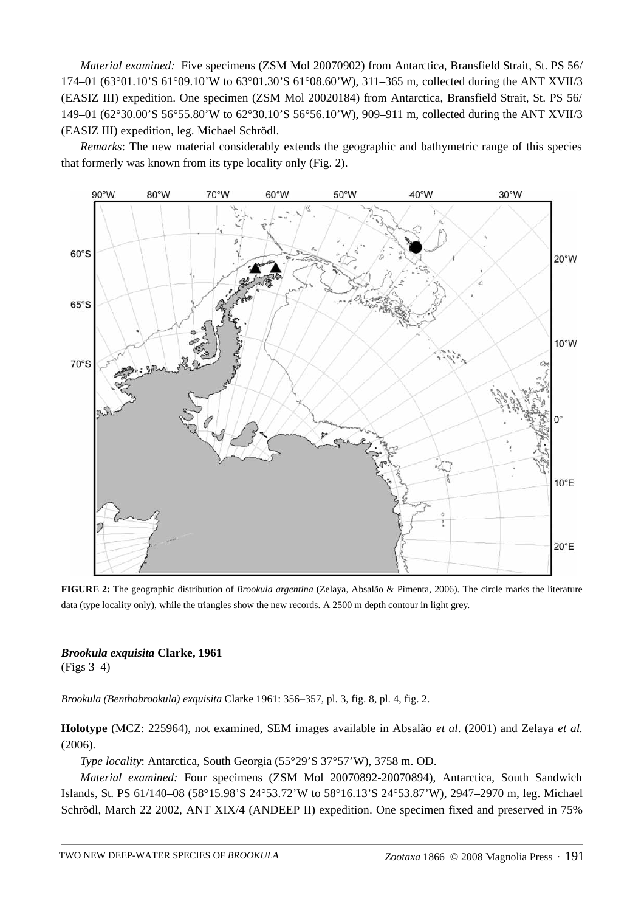*Material examined:* Five specimens (ZSM Mol 20070902) from Antarctica, Bransfield Strait, St. PS 56/ 174–01 (63°01.10'S 61°09.10'W to 63°01.30'S 61°08.60'W), 311–365 m, collected during the ANT XVII/3 (EASIZ III) expedition. One specimen (ZSM Mol 20020184) from Antarctica, Bransfield Strait, St. PS 56/ 149–01 (62°30.00'S 56°55.80'W to 62°30.10'S 56°56.10'W), 909–911 m, collected during the ANT XVII/3 (EASIZ III) expedition, leg. Michael Schrödl.

*Remarks*: The new material considerably extends the geographic and bathymetric range of this species that formerly was known from its type locality only (Fig. 2).

**FIGURE 2:** The geographic distribution of *Brookula argentina* (Zelaya, Absalão & Pimenta, 2006). The circle marks the literature data (type locality only), while the triangles show the new records. A 2500 m depth contour in light grey.

### *Brookula exquisita* Clarke, 1961

(Figs 3–4)

*Brookula (Benthobrookula) exquisita* Clarke 1961: 356–357, pl. 3, fig. 8, pl. 4, fig. 2.

**Holotype** (MCZ: 225964), not examined, SEM images available in Absalão *et al*. (2001) and Zelaya *et al.* (2006).

*Type locality*: Antarctica, South Georgia (55°29'S 37°57'W), 3758 m. OD.

*Material examined:* Four specimens (ZSM Mol 20070892-20070894), Antarctica, South Sandwich Islands, St. PS 61/140–08 (58°15.98'S 24°53.72'W to 58°16.13'S 24°53.87'W), 2947–2970 m, leg. Michael Schrödl, March 22 2002, ANT XIX/4 (ANDEEP II) expedition. One specimen fixed and preserved in 75%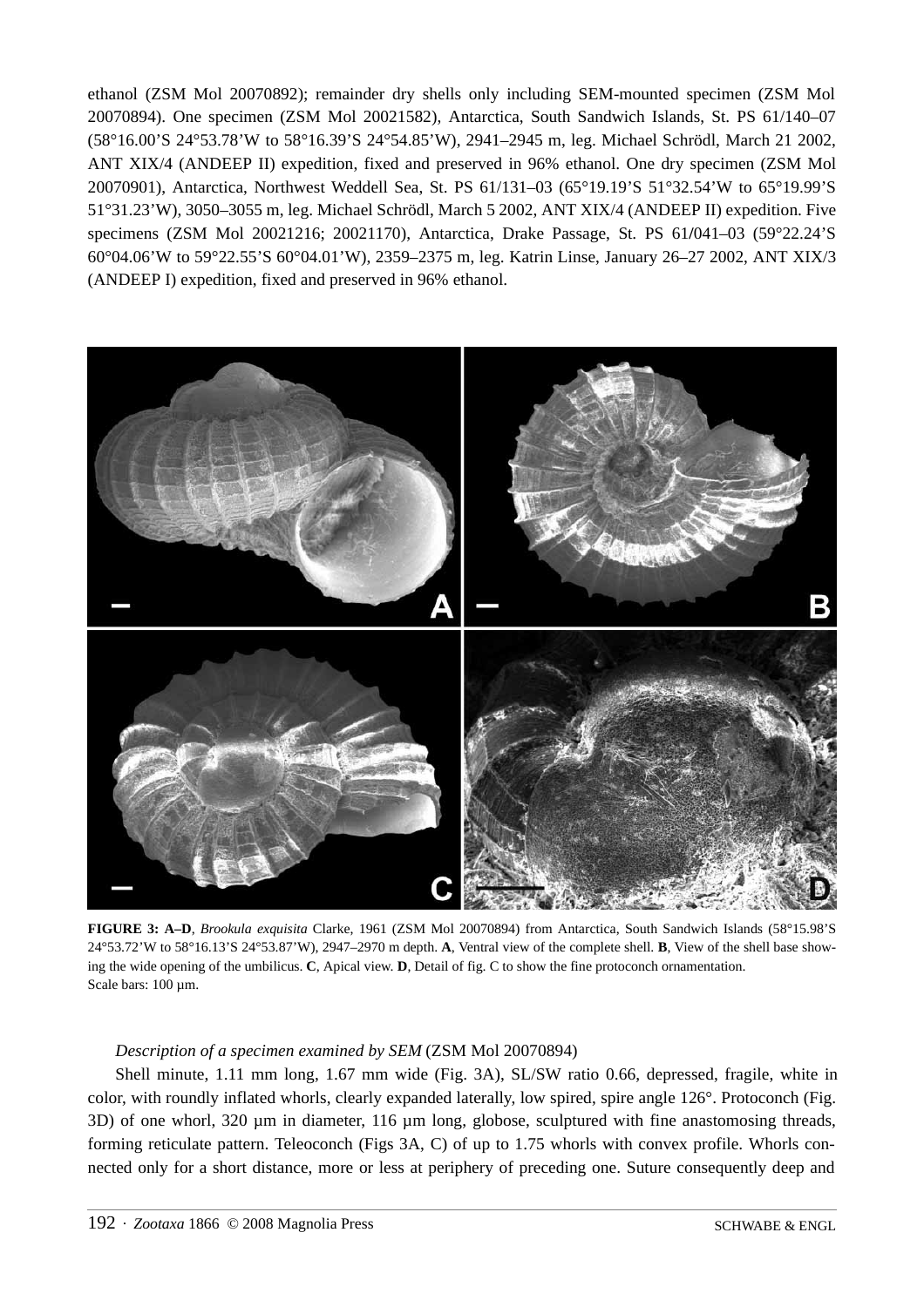ethanol (ZSM Mol 20070892); remainder dry shells only including SEM-mounted specimen (ZSM Mol 20070894). One specimen (ZSM Mol 20021582), Antarctica, South Sandwich Islands, St. PS 61/140–07 (58°16.00'S 24°53.78'W to 58°16.39'S 24°54.85'W), 2941–2945 m, leg. Michael Schrödl, March 21 2002, ANT XIX/4 (ANDEEP II) expedition, fixed and preserved in 96% ethanol. One dry specimen (ZSM Mol 20070901), Antarctica, Northwest Weddell Sea, St. PS 61/131–03 (65°19.19'S 51°32.54'W to 65°19.99'S 51°31.23'W), 3050–3055 m, leg. Michael Schrödl, March 5 2002, ANT XIX/4 (ANDEEP II) expedition. Five specimens (ZSM Mol 20021216; 20021170), Antarctica, Drake Passage, St. PS 61/041–03 (59°22.24'S 60°04.06'W to 59°22.55'S 60°04.01'W), 2359–2375 m, leg. Katrin Linse, January 26–27 2002, ANT XIX/3 (ANDEEP I) expedition, fixed and preserved in 96% ethanol.

**FIGURE 3: A–D**, *Brookula exquisita* Clarke, 1961 (ZSM Mol 20070894) from Antarctica, South Sandwich Islands (58°15.98'S 24°53.72'W to 58°16.13'S 24°53.87'W), 2947–2970 m depth. **A**, Ventral view of the complete shell. **B**, View of the shell base showing the wide opening of the umbilicus. **C**, Apical view. **D**, Detail of fig. C to show the fine protoconch ornamentation. Scale bars: 100 µm.

*Description of a specimen examined by SEM* (ZSM Mol 20070894)

Shell minute, 1.11 mm long, 1.67 mm wide (Fig. 3A), SL/SW ratio 0.66, depressed, fragile, white in color, with roundly inflated whorls, clearly expanded laterally, low spired, spire angle 126°. Protoconch (Fig. 3D) of one whorl, 320 µm in diameter, 116 µm long, globose, sculptured with fine anastomosing threads, forming reticulate pattern. Teleoconch (Figs 3A, C) of up to 1.75 whorls with convex profile. Whorls connected only for a short distance, more or less at periphery of preceding one. Suture consequently deep and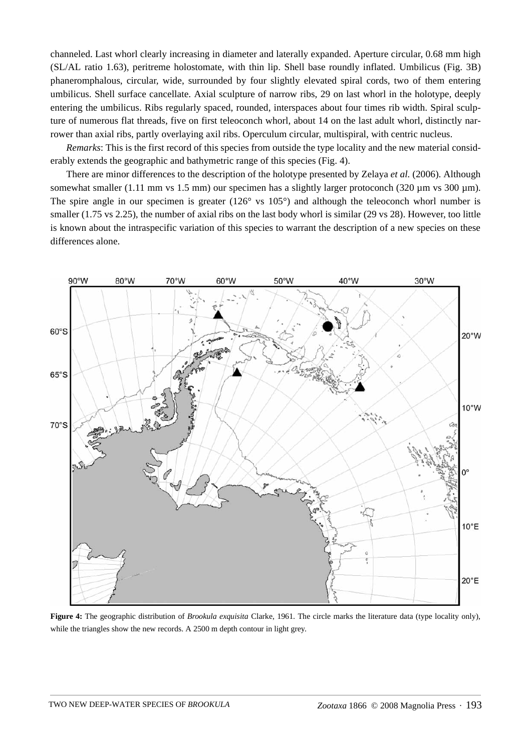channeled. Last whorl clearly increasing in diameter and laterally expanded. Aperture circular, 0.68 mm high (SL/AL ratio 1.63), peritreme holostomate, with thin lip. Shell base roundly inflated. Umbilicus (Fig. 3B) phaneromphalous, circular, wide, surrounded by four slightly elevated spiral cords, two of them entering umbilicus. Shell surface cancellate. Axial sculpture of narrow ribs, 29 on last whorl in the holotype, deeply entering the umbilicus. Ribs regularly spaced, rounded, interspaces about four times rib width. Spiral sculpture of numerous flat threads, five on first teleoconch whorl, about 14 on the last adult whorl, distinctly narrower than axial ribs, partly overlaying axil ribs. Operculum circular, multispiral, with centric nucleus.

*Remarks*: This is the first record of this species from outside the type locality and the new material considerably extends the geographic and bathymetric range of this species (Fig. 4).

There are minor differences to the description of the holotype presented by Zelaya *et al.* (2006). Although somewhat smaller (1.11 mm vs 1.5 mm) our specimen has a slightly larger protoconch (320 µm vs 300 µm). The spire angle in our specimen is greater (126° vs 105°) and although the teleoconch whorl number is smaller (1.75 vs 2.25), the number of axial ribs on the last body whorl is similar (29 vs 28). However, too little is known about the intraspecific variation of this species to warrant the description of a new species on these differences alone.

**Figure 4:** The geographic distribution of *Brookula exquisita* Clarke, 1961. The circle marks the literature data (type locality only), while the triangles show the new records. A 2500 m depth contour in light grey.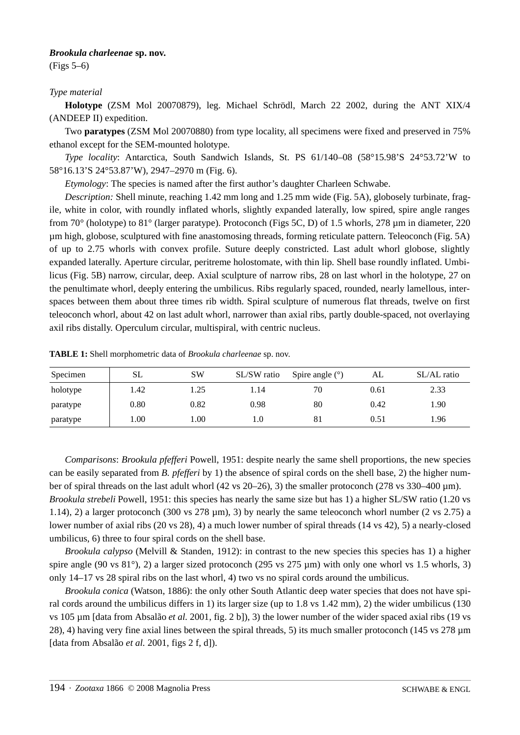***Brookula charleenae* sp. nov.**

(Figs 5–6)

*Type material*

**Holotype** (ZSM Mol 20070879), leg. Michael Schrödl, March 22 2002, during the ANT XIX/4 (ANDEEP II) expedition.

Two **paratypes** (ZSM Mol 20070880) from type locality, all specimens were fixed and preserved in 75% ethanol except for the SEM-mounted holotype.

*Type locality*: Antarctica, South Sandwich Islands, St. PS 61/140–08 (58°15.98'S 24°53.72'W to 58°16.13'S 24°53.87'W), 2947–2970 m (Fig. 6).

*Etymology*: The species is named after the first author's daughter Charleen Schwabe.

*Description:* Shell minute, reaching 1.42 mm long and 1.25 mm wide (Fig. 5A), globosely turbinate, fragile, white in color, with roundly inflated whorls, slightly expanded laterally, low spired, spire angle ranges from 70° (holotype) to 81° (larger paratype). Protoconch (Figs 5C, D) of 1.5 whorls, 278 µm in diameter, 220 µm high, globose, sculptured with fine anastomosing threads, forming reticulate pattern. Teleoconch (Fig. 5A) of up to 2.75 whorls with convex profile. Suture deeply constricted. Last adult whorl globose, slightly expanded laterally. Aperture circular, peritreme holostomate, with thin lip. Shell base roundly inflated. Umbilicus (Fig. 5B) narrow, circular, deep. Axial sculpture of narrow ribs, 28 on last whorl in the holotype, 27 on the penultimate whorl, deeply entering the umbilicus. Ribs regularly spaced, rounded, nearly lamellous, interspaces between them about three times rib width. Spiral sculpture of numerous flat threads, twelve on first teleoconch whorl, about 42 on last adult whorl, narrower than axial ribs, partly double-spaced, not overlaying axil ribs distally. Operculum circular, multispiral, with centric nucleus.

**TABLE 1:** Shell morphometric data of *Brookula charleenae* sp. nov.

| Specimen | SL | SW | SL/SW ratio | Spire angle (°) | AL | SL/AL ratio |
|---|---|---|---|---|---|---|
| holotype | 1.42 | 1.25 | 1.14 | 70 | 0.61 | 2.33 |
| paratype | 0.80 | 0.82 | 0.98 | 80 | 0.42 | 1.90 |
| paratype | 1.00 | 1.00 | 1.0 | 81 | 0.51 | 1.96 |

*Comparisons*: *Brookula pfefferi* Powell, 1951: despite nearly the same shell proportions, the new species can be easily separated from *B. pfefferi* by 1) the absence of spiral cords on the shell base, 2) the higher number of spiral threads on the last adult whorl (42 vs 20–26), 3) the smaller protoconch (278 vs 330–400 µm). *Brookula strebeli* Powell, 1951: this species has nearly the same size but has 1) a higher SL/SW ratio (1.20 vs 1.14), 2) a larger protoconch (300 vs 278 µm), 3) by nearly the same teleoconch whorl number (2 vs 2.75) a lower number of axial ribs (20 vs 28), 4) a much lower number of spiral threads (14 vs 42), 5) a nearly-closed umbilicus, 6) three to four spiral cords on the shell base.

*Brookula calypso* (Melvill & Standen, 1912): in contrast to the new species this species has 1) a higher spire angle (90 vs 81°), 2) a larger sized protoconch (295 vs 275 µm) with only one whorl vs 1.5 whorls, 3) only 14–17 vs 28 spiral ribs on the last whorl, 4) two vs no spiral cords around the umbilicus.

*Brookula conica* (Watson, 1886): the only other South Atlantic deep water species that does not have spiral cords around the umbilicus differs in 1) its larger size (up to 1.8 vs 1.42 mm), 2) the wider umbilicus (130 vs 105 µm [data from Absalão *et al.* 2001, fig. 2 b]), 3) the lower number of the wider spaced axial ribs (19 vs 28), 4) having very fine axial lines between the spiral threads, 5) its much smaller protoconch (145 vs 278 µm [data from Absalão *et al.* 2001, figs 2 f, d]).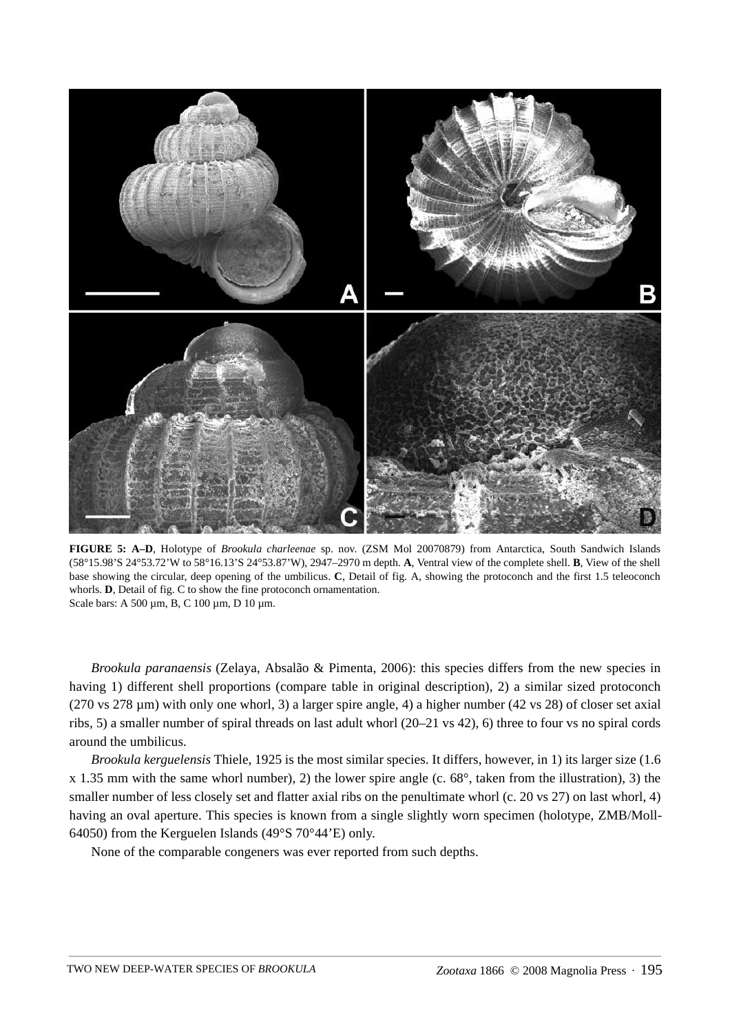**FIGURE 5: A–D**, Holotype of *Brookula charleenae* sp. nov. (ZSM Mol 20070879) from Antarctica, South Sandwich Islands (58°15.98'S 24°53.72'W to 58°16.13'S 24°53.87'W), 2947–2970 m depth. **A**, Ventral view of the complete shell. **B**, View of the shell base showing the circular, deep opening of the umbilicus. **C**, Detail of fig. A, showing the protoconch and the first 1.5 teleoconch whorls. **D**, Detail of fig. C to show the fine protoconch ornamentation.
Scale bars: A 500 µm, B, C 100 µm, D 10 µm.

*Brookula paranaensis* (Zelaya, Absalão & Pimenta, 2006): this species differs from the new species in having 1) different shell proportions (compare table in original description), 2) a similar sized protoconch (270 vs 278 µm) with only one whorl, 3) a larger spire angle, 4) a higher number (42 vs 28) of closer set axial ribs, 5) a smaller number of spiral threads on last adult whorl (20–21 vs 42), 6) three to four vs no spiral cords around the umbilicus.

*Brookula kerguelensis* Thiele, 1925 is the most similar species. It differs, however, in 1) its larger size (1.6 x 1.35 mm with the same whorl number), 2) the lower spire angle (c. 68°, taken from the illustration), 3) the smaller number of less closely set and flatter axial ribs on the penultimate whorl (c. 20 vs 27) on last whorl, 4) having an oval aperture. This species is known from a single slightly worn specimen (holotype, ZMB/Moll-64050) from the Kerguelen Islands (49°S 70°44'E) only.

None of the comparable congeners was ever reported from such depths.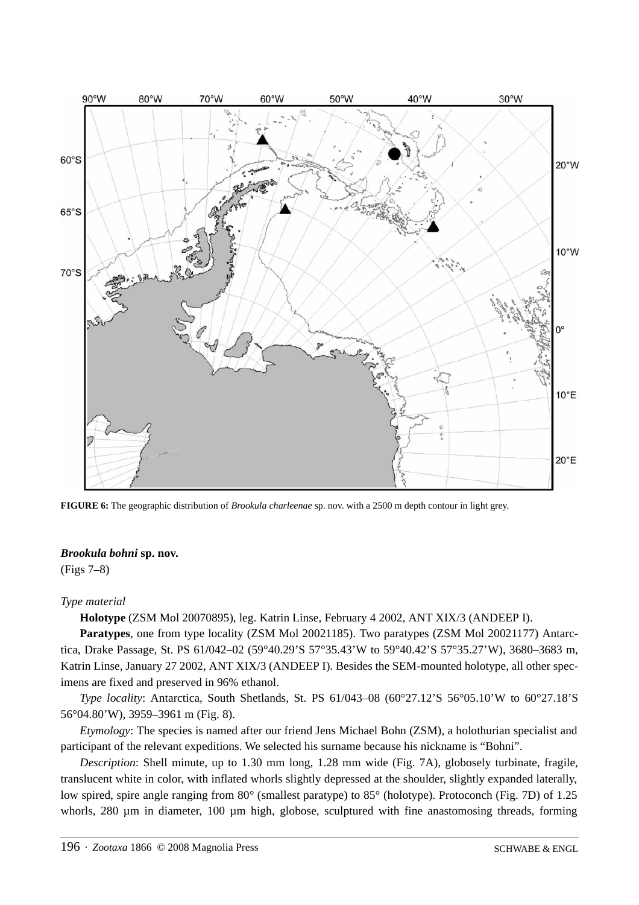**FIGURE 6:** The geographic distribution of *Brookula charleenae* sp. nov. with a 2500 m depth contour in light grey.

***Brookula bohni*** **sp. nov.**

(Figs 7–8)

*Type material*

**Holotype** (ZSM Mol 20070895), leg. Katrin Linse, February 4 2002, ANT XIX/3 (ANDEEP I).

**Paratypes**, one from type locality (ZSM Mol 20021185). Two paratypes (ZSM Mol 20021177) Antarctica, Drake Passage, St. PS 61/042–02 (59°40.29'S 57°35.43'W to 59°40.42'S 57°35.27'W), 3680–3683 m, Katrin Linse, January 27 2002, ANT XIX/3 (ANDEEP I). Besides the SEM-mounted holotype, all other specimens are fixed and preserved in 96% ethanol.

*Type locality*: Antarctica, South Shetlands, St. PS 61/043–08 (60°27.12'S 56°05.10'W to 60°27.18'S 56°04.80'W), 3959–3961 m (Fig. 8).

*Etymology*: The species is named after our friend Jens Michael Bohn (ZSM), a holothurian specialist and participant of the relevant expeditions. We selected his surname because his nickname is "Bohni".

*Description*: Shell minute, up to 1.30 mm long, 1.28 mm wide (Fig. 7A), globosely turbinate, fragile, translucent white in color, with inflated whorls slightly depressed at the shoulder, slightly expanded laterally, low spired, spire angle ranging from 80° (smallest paratype) to 85° (holotype). Protoconch (Fig. 7D) of 1.25 whorls, 280 µm in diameter, 100 µm high, globose, sculptured with fine anastomosing threads, forming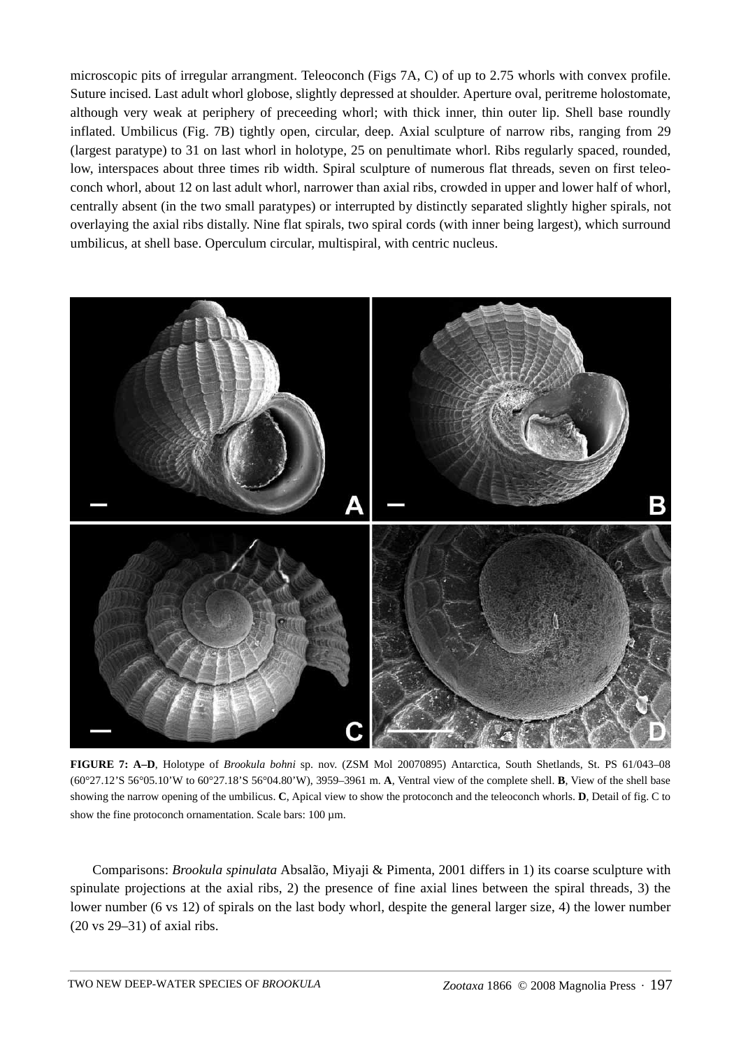microscopic pits of irregular arrangment. Teleoconch (Figs 7A, C) of up to 2.75 whorls with convex profile. Suture incised. Last adult whorl globose, slightly depressed at shoulder. Aperture oval, peritreme holostomate, although very weak at periphery of preceeding whorl; with thick inner, thin outer lip. Shell base roundly inflated. Umbilicus (Fig. 7B) tightly open, circular, deep. Axial sculpture of narrow ribs, ranging from 29 (largest paratype) to 31 on last whorl in holotype, 25 on penultimate whorl. Ribs regularly spaced, rounded, low, interspaces about three times rib width. Spiral sculpture of numerous flat threads, seven on first teleoconch whorl, about 12 on last adult whorl, narrower than axial ribs, crowded in upper and lower half of whorl, centrally absent (in the two small paratypes) or interrupted by distinctly separated slightly higher spirals, not overlaying the axial ribs distally. Nine flat spirals, two spiral cords (with inner being largest), which surround umbilicus, at shell base. Operculum circular, multispiral, with centric nucleus.

**FIGURE 7: A–D**, Holotype of *Brookula bohni* sp. nov. (ZSM Mol 20070895) Antarctica, South Shetlands, St. PS 61/043–08 (60°27.12'S 56°05.10'W to 60°27.18'S 56°04.80'W), 3959–3961 m. **A**, Ventral view of the complete shell. **B**, View of the shell base showing the narrow opening of the umbilicus. **C**, Apical view to show the protoconch and the teleoconch whorls. **D**, Detail of fig. C to show the fine protoconch ornamentation. Scale bars: 100 µm.

Comparisons: *Brookula spinulata* Absalão, Miyaji & Pimenta, 2001 differs in 1) its coarse sculpture with spinulate projections at the axial ribs, 2) the presence of fine axial lines between the spiral threads, 3) the lower number (6 vs 12) of spirals on the last body whorl, despite the general larger size, 4) the lower number (20 vs 29–31) of axial ribs.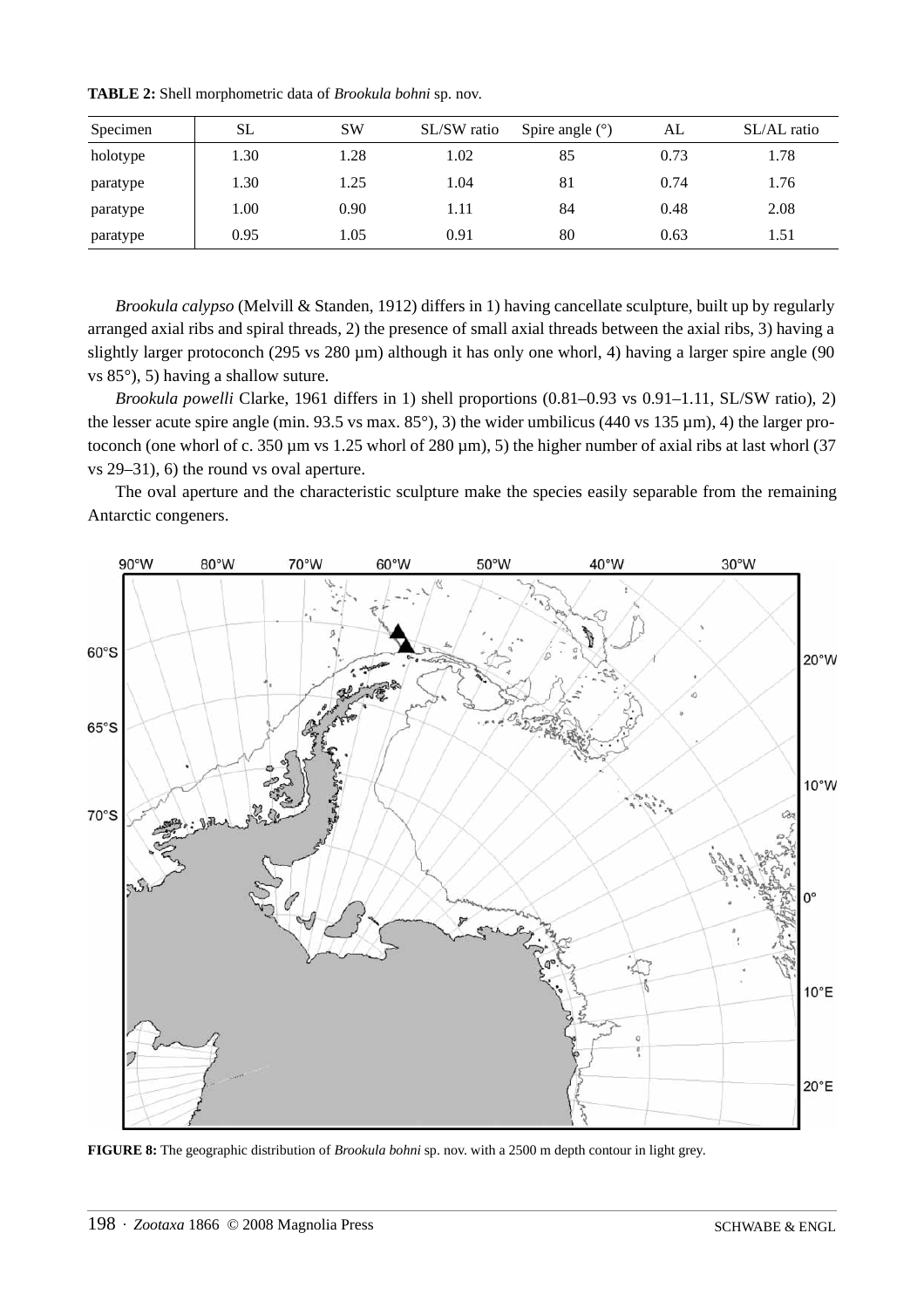**TABLE 2:** Shell morphometric data of *Brookula bohni* sp. nov.

| Specimen | SL | SW | SL/SW ratio | Spire angle (°) | AL | SL/AL ratio |
|---|---|---|---|---|---|---|
| holotype | 1.30 | 1.28 | 1.02 | 85 | 0.73 | 1.78 |
| paratype | 1.30 | 1.25 | 1.04 | 81 | 0.74 | 1.76 |
| paratype | 1.00 | 0.90 | 1.11 | 84 | 0.48 | 2.08 |
| paratype | 0.95 | 1.05 | 0.91 | 80 | 0.63 | 1.51 |

*Brookula calypso* (Melvill & Standen, 1912) differs in 1) having cancellate sculpture, built up by regularly arranged axial ribs and spiral threads, 2) the presence of small axial threads between the axial ribs, 3) having a slightly larger protoconch (295 vs 280 µm) although it has only one whorl, 4) having a larger spire angle (90 vs 85°), 5) having a shallow suture.

*Brookula powelli* Clarke, 1961 differs in 1) shell proportions (0.81–0.93 vs 0.91–1.11, SL/SW ratio), 2) the lesser acute spire angle (min. 93.5 vs max. 85°), 3) the wider umbilicus (440 vs 135 µm), 4) the larger protoconch (one whorl of c. 350 µm vs 1.25 whorl of 280 µm), 5) the higher number of axial ribs at last whorl (37 vs 29–31), 6) the round vs oval aperture.

The oval aperture and the characteristic sculpture make the species easily separable from the remaining Antarctic congeners.

**FIGURE 8:** The geographic distribution of *Brookula bohni* sp. nov. with a 2500 m depth contour in light grey.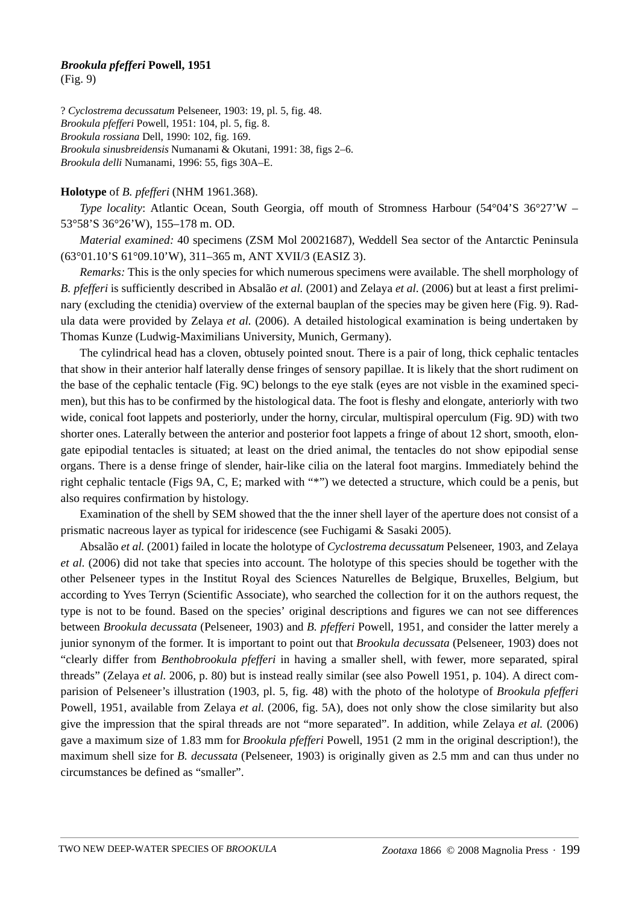### *Brookula pfefferi* Powell, 1951

(Fig. 9)

? *Cyclostrema decussatum* Pelseneer, 1903: 19, pl. 5, fig. 48.
*Brookula pfefferi* Powell, 1951: 104, pl. 5, fig. 8.
*Brookula rossiana* Dell, 1990: 102, fig. 169.
*Brookula sinusbreidensis* Numanami & Okutani, 1991: 38, figs 2–6.
*Brookula delli* Numanami, 1996: 55, figs 30A–E.

**Holotype** of *B. pfefferi* (NHM 1961.368).

*Type locality*: Atlantic Ocean, South Georgia, off mouth of Stromness Harbour (54°04'S 36°27'W – 53°58'S 36°26'W), 155–178 m. OD.

*Material examined:* 40 specimens (ZSM Mol 20021687), Weddell Sea sector of the Antarctic Peninsula (63°01.10'S 61°09.10'W), 311–365 m, ANT XVII/3 (EASIZ 3).

*Remarks:* This is the only species for which numerous specimens were available. The shell morphology of *B. pfefferi* is sufficiently described in Absalão *et al.* (2001) and Zelaya *et al.* (2006) but at least a first preliminary (excluding the ctenidia) overview of the external bauplan of the species may be given here (Fig. 9). Radula data were provided by Zelaya *et al.* (2006). A detailed histological examination is being undertaken by Thomas Kunze (Ludwig-Maximilians University, Munich, Germany).

The cylindrical head has a cloven, obtusely pointed snout. There is a pair of long, thick cephalic tentacles that show in their anterior half laterally dense fringes of sensory papillae. It is likely that the short rudiment on the base of the cephalic tentacle (Fig. 9C) belongs to the eye stalk (eyes are not visble in the examined specimen), but this has to be confirmed by the histological data. The foot is fleshy and elongate, anteriorly with two wide, conical foot lappets and posteriorly, under the horny, circular, multispiral operculum (Fig. 9D) with two shorter ones. Laterally between the anterior and posterior foot lappets a fringe of about 12 short, smooth, elongate epipodial tentacles is situated; at least on the dried animal, the tentacles do not show epipodial sense organs. There is a dense fringe of slender, hair-like cilia on the lateral foot margins. Immediately behind the right cephalic tentacle (Figs 9A, C, E; marked with "*") we detected a structure, which could be a penis, but also requires confirmation by histology.

Examination of the shell by SEM showed that the the inner shell layer of the aperture does not consist of a prismatic nacreous layer as typical for iridescence (see Fuchigami & Sasaki 2005).

Absalão *et al.* (2001) failed in locate the holotype of *Cyclostrema decussatum* Pelseneer, 1903, and Zelaya *et al.* (2006) did not take that species into account. The holotype of this species should be together with the other Pelseneer types in the Institut Royal des Sciences Naturelles de Belgique, Bruxelles, Belgium, but according to Yves Terryn (Scientific Associate), who searched the collection for it on the authors request, the type is not to be found. Based on the species' original descriptions and figures we can not see differences between *Brookula decussata* (Pelseneer, 1903) and *B. pfefferi* Powell, 1951, and consider the latter merely a junior synonym of the former. It is important to point out that *Brookula decussata* (Pelseneer, 1903) does not "clearly differ from *Benthobrookula pfefferi* in having a smaller shell, with fewer, more separated, spiral threads" (Zelaya *et al.* 2006, p. 80) but is instead really similar (see also Powell 1951, p. 104). A direct comparision of Pelseneer's illustration (1903, pl. 5, fig. 48) with the photo of the holotype of *Brookula pfefferi* Powell, 1951, available from Zelaya *et al.* (2006, fig. 5A), does not only show the close similarity but also give the impression that the spiral threads are not "more separated". In addition, while Zelaya *et al.* (2006) gave a maximum size of 1.83 mm for *Brookula pfefferi* Powell, 1951 (2 mm in the original description!), the maximum shell size for *B. decussata* (Pelseneer, 1903) is originally given as 2.5 mm and can thus under no circumstances be defined as "smaller".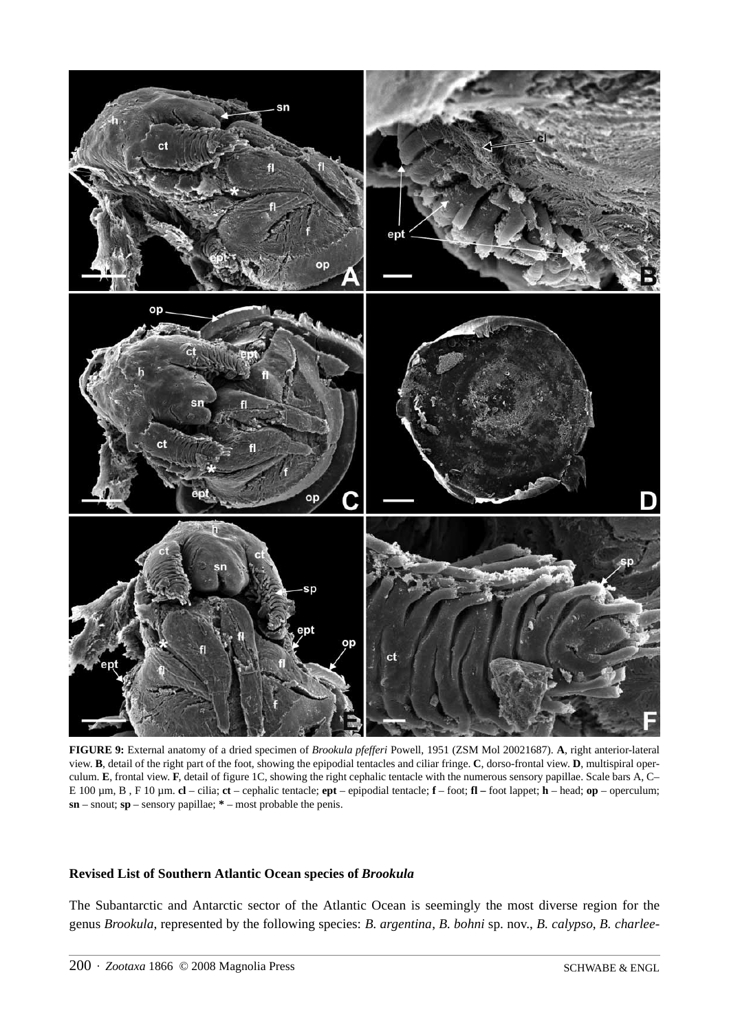**FIGURE 9:** External anatomy of a dried specimen of *Brookula pfefferi* Powell, 1951 (ZSM Mol 20021687). **A**, right anterior-lateral view. **B**, detail of the right part of the foot, showing the epipodial tentacles and ciliar fringe. **C**, dorso-frontal view. **D**, multispiral operculum. **E**, frontal view. **F**, detail of figure 1C, showing the right cephalic tentacle with the numerous sensory papillae. Scale bars A, C–E 100 µm, B , F 10 µm. **cl** – cilia; **ct** – cephalic tentacle; **ept** – epipodial tentacle; **f** – foot; **fl –** foot lappet; **h** – head; **op** – operculum; **sn** – snout; **sp** – sensory papillae; **\*** – most probable the penis.

## Revised List of Southern Atlantic Ocean species of *Brookula*

The Subantarctic and Antarctic sector of the Atlantic Ocean is seemingly the most diverse region for the genus *Brookula*, represented by the following species: *B. argentina*, *B. bohni* sp. nov., *B. calypso*, *B. charlee-*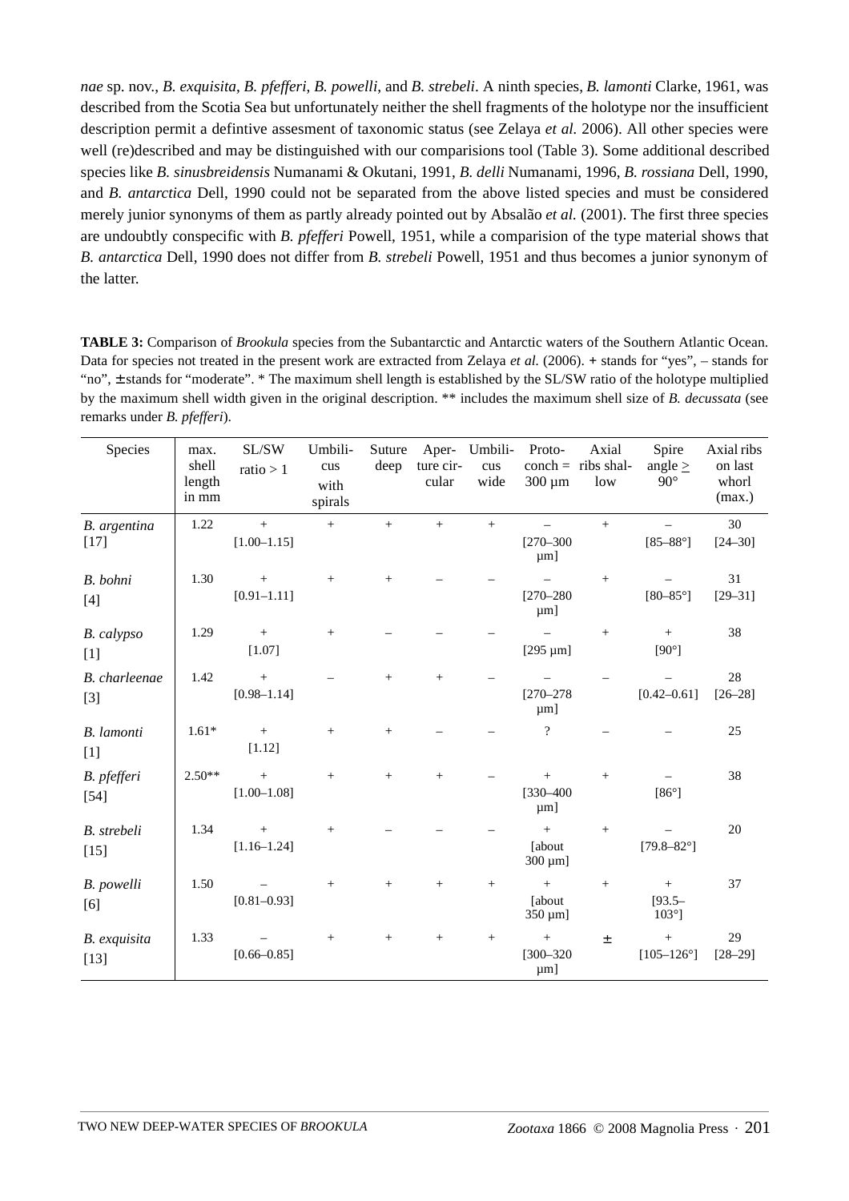*nae* sp. nov., *B. exquisita*, *B. pfefferi*, *B. powelli*, and *B. strebeli*. A ninth species, *B. lamonti* Clarke, 1961, was described from the Scotia Sea but unfortunately neither the shell fragments of the holotype nor the insufficient description permit a defintive assesment of taxonomic status (see Zelaya *et al.* 2006). All other species were well (re)described and may be distinguished with our comparisions tool (Table 3). Some additional described species like *B. sinusbreidensis* Numanami & Okutani, 1991, *B. delli* Numanami, 1996, *B. rossiana* Dell, 1990, and *B. antarctica* Dell, 1990 could not be separated from the above listed species and must be considered merely junior synonyms of them as partly already pointed out by Absalão *et al.* (2001). The first three species are undoubtly conspecific with *B. pfefferi* Powell, 1951, while a comparision of the type material shows that *B. antarctica* Dell, 1990 does not differ from *B. strebeli* Powell, 1951 and thus becomes a junior synonym of the latter.

**TABLE 3:** Comparison of *Brookula* species from the Subantarctic and Antarctic waters of the Southern Atlantic Ocean. Data for species not treated in the present work are extracted from Zelaya *et al.* (2006). + stands for "yes", – stands for "no", ± stands for "moderate". * The maximum shell length is established by the SL/SW ratio of the holotype multiplied by the maximum shell width given in the original description. ** includes the maximum shell size of *B. decussata* (see remarks under *B. pfefferi*).

| Species | max. shell length in mm | SL/SW ratio > 1 | Umbilicus with spirals | Suture deep | Aperture circular | Umbilicus wide | Protoconch = 300 µm | Axial ribs shallow | Spire angle ≥ 90° | Axial ribs on last whorl (max.) |
|---|---|---|---|---|---|---|---|---|---|---|
| *B. argentina* [17] | 1.22 | + [1.00–1.15] | + | + | + | + | – [270–300 µm] | + | – [85–88°] | 30 [24–30] |
| *B. bohni* [4] | 1.30 | + [0.91–1.11] | + | + | – | – | – [270–280 µm] | + | – [80–85°] | 31 [29–31] |
| *B. calypso* [1] | 1.29 | + [1.07] | + | – | – | – | – [295 µm] | + | + [90°] | 38 |
| *B. charleenae* [3] | 1.42 | + [0.98–1.14] | – | + | + | – | – [270–278 µm] | – | – [0.42–0.61] | 28 [26–28] |
| *B. lamonti* [1] | 1.61* | + [1.12] | + | + | – | – | ? | – | – | 25 |
| *B. pfefferi* [54] | 2.50** | + [1.00–1.08] | + | + | + | – | + [330–400 µm] | + | – [86°] | 38 |
| *B. strebeli* [15] | 1.34 | + [1.16–1.24] | + | – | – | – | + [about 300 µm] | + | – [79.8–82°] | 20 |
| *B. powelli* [6] | 1.50 | – [0.81–0.93] | + | + | + | + | + [about 350 µm] | + | + [93.5–103°] | 37 |
| *B. exquisita* [13] | 1.33 | – [0.66–0.85] | + | + | + | + | + [300–320 µm] | ± | + [105–126°] | 29 [28–29] |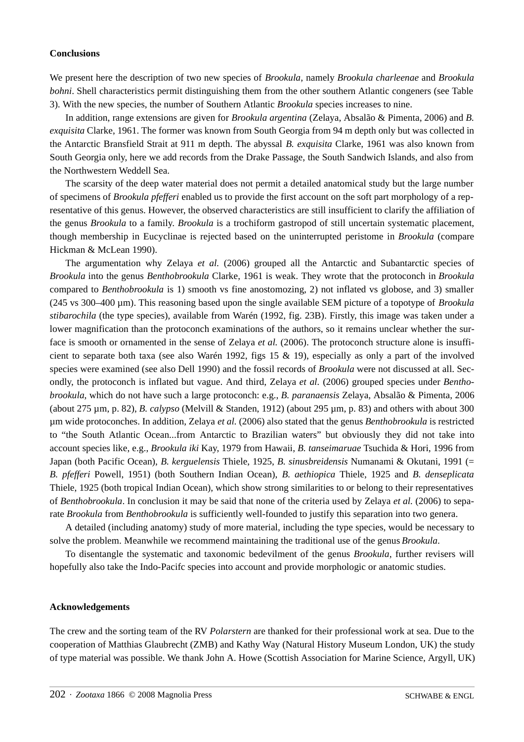## Conclusions

We present here the description of two new species of *Brookula*, namely *Brookula charleenae* and *Brookula bohni*. Shell characteristics permit distinguishing them from the other southern Atlantic congeners (see Table 3). With the new species, the number of Southern Atlantic *Brookula* species increases to nine.

In addition, range extensions are given for *Brookula argentina* (Zelaya, Absalão & Pimenta, 2006) and *B. exquisita* Clarke, 1961. The former was known from South Georgia from 94 m depth only but was collected in the Antarctic Bransfield Strait at 911 m depth. The abyssal *B. exquisita* Clarke, 1961 was also known from South Georgia only, here we add records from the Drake Passage, the South Sandwich Islands, and also from the Northwestern Weddell Sea.

The scarsity of the deep water material does not permit a detailed anatomical study but the large number of specimens of *Brookula pfefferi* enabled us to provide the first account on the soft part morphology of a representative of this genus. However, the observed characteristics are still insufficient to clarify the affiliation of the genus *Brookula* to a family. *Brookula* is a trochiform gastropod of still uncertain systematic placement, though membership in Eucyclinae is rejected based on the uninterrupted peristome in *Brookula* (compare Hickman & McLean 1990).

The argumentation why Zelaya *et al.* (2006) grouped all the Antarctic and Subantarctic species of *Brookula* into the genus *Benthobrookula* Clarke, 1961 is weak. They wrote that the protoconch in *Brookula* compared to *Benthobrookula* is 1) smooth vs fine anostomozing, 2) not inflated vs globose, and 3) smaller (245 vs 300–400 µm). This reasoning based upon the single available SEM picture of a topotype of *Brookula stibarochila* (the type species), available from Warén (1992, fig. 23B). Firstly, this image was taken under a lower magnification than the protoconch examinations of the authors, so it remains unclear whether the surface is smooth or ornamented in the sense of Zelaya *et al.* (2006). The protoconch structure alone is insufficient to separate both taxa (see also Warén 1992, figs 15 & 19), especially as only a part of the involved species were examined (see also Dell 1990) and the fossil records of *Brookula* were not discussed at all. Secondly, the protoconch is inflated but vague. And third, Zelaya *et al.* (2006) grouped species under *Benthobrookula*, which do not have such a large protoconch: e.g., *B. paranaensis* Zelaya, Absalão & Pimenta, 2006 (about 275 µm, p. 82), *B. calypso* (Melvill & Standen, 1912) (about 295 µm, p. 83) and others with about 300 µm wide protoconches. In addition, Zelaya *et al.* (2006) also stated that the genus *Benthobrookula* is restricted to "the South Atlantic Ocean...from Antarctic to Brazilian waters" but obviously they did not take into account species like, e.g., *Brookula iki* Kay, 1979 from Hawaii, *B. tanseimaruae* Tsuchida & Hori, 1996 from Japan (both Pacific Ocean), *B. kerguelensis* Thiele, 1925, *B. sinusbreidensis* Numanami & Okutani, 1991 (= *B. pfefferi* Powell, 1951) (both Southern Indian Ocean), *B. aethiopica* Thiele, 1925 and *B. denseplicata* Thiele, 1925 (both tropical Indian Ocean), which show strong similarities to or belong to their representatives of *Benthobrookula*. In conclusion it may be said that none of the criteria used by Zelaya *et al.* (2006) to separate *Brookula* from *Benthobrookula* is sufficiently well-founded to justify this separation into two genera.

A detailed (including anatomy) study of more material, including the type species, would be necessary to solve the problem. Meanwhile we recommend maintaining the traditional use of the genus *Brookula*.

To disentangle the systematic and taxonomic bedevilment of the genus *Brookula*, further revisers will hopefully also take the Indo-Pacifc species into account and provide morphologic or anatomic studies.

## Acknowledgements

The crew and the sorting team of the RV *Polarstern* are thanked for their professional work at sea. Due to the cooperation of Matthias Glaubrecht (ZMB) and Kathy Way (Natural History Museum London, UK) the study of type material was possible. We thank John A. Howe (Scottish Association for Marine Science, Argyll, UK)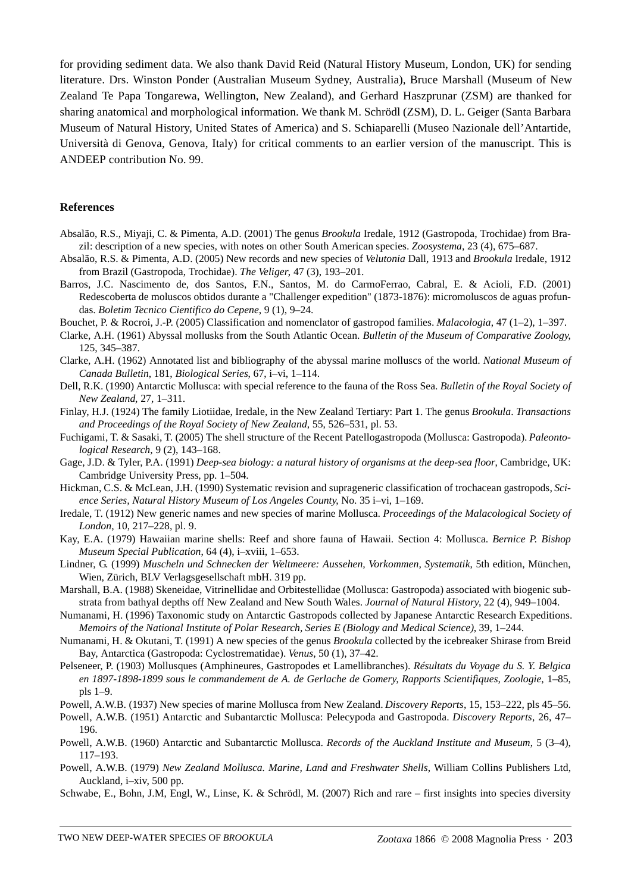for providing sediment data. We also thank David Reid (Natural History Museum, London, UK) for sending literature. Drs. Winston Ponder (Australian Museum Sydney, Australia), Bruce Marshall (Museum of New Zealand Te Papa Tongarewa, Wellington, New Zealand), and Gerhard Haszprunar (ZSM) are thanked for sharing anatomical and morphological information. We thank M. Schrödl (ZSM), D. L. Geiger (Santa Barbara Museum of Natural History, United States of America) and S. Schiaparelli (Museo Nazionale dell'Antartide, Università di Genova, Genova, Italy) for critical comments to an earlier version of the manuscript. This is ANDEEP contribution No. 99.

## References

Absalão, R.S., Miyaji, C. & Pimenta, A.D. (2001) The genus *Brookula* Iredale, 1912 (Gastropoda, Trochidae) from Brazil: description of a new species, with notes on other South American species. *Zoosystema*, 23 (4), 675–687.

Absalão, R.S. & Pimenta, A.D. (2005) New records and new species of *Velutonia* Dall, 1913 and *Brookula* Iredale, 1912 from Brazil (Gastropoda, Trochidae). *The Veliger*, 47 (3), 193–201.

Barros, J.C. Nascimento de, dos Santos, F.N., Santos, M. do CarmoFerrao, Cabral, E. & Acioli, F.D. (2001) Redescoberta de moluscos obtidos durante a "Challenger expedition" (1873-1876): micromoluscos de aguas profundas. *Boletim Tecnico Cientifico do Cepene*, 9 (1), 9–24.

Bouchet, P. & Rocroi, J.-P. (2005) Classification and nomenclator of gastropod families. *Malacologia*, 47 (1–2), 1–397.

Clarke, A.H. (1961) Abyssal mollusks from the South Atlantic Ocean. *Bulletin of the Museum of Comparative Zoology*, 125, 345–387.

Clarke, A.H. (1962) Annotated list and bibliography of the abyssal marine molluscs of the world. *National Museum of Canada Bulletin*, 181, *Biological Series*, 67, i–vi, 1–114.

Dell, R.K. (1990) Antarctic Mollusca: with special reference to the fauna of the Ross Sea. *Bulletin of the Royal Society of New Zealand*, 27, 1–311.

Finlay, H.J. (1924) The family Liotiidae, Iredale, in the New Zealand Tertiary: Part 1. The genus *Brookula*. *Transactions and Proceedings of the Royal Society of New Zealand*, 55, 526–531, pl. 53.

Fuchigami, T. & Sasaki, T. (2005) The shell structure of the Recent Patellogastropoda (Mollusca: Gastropoda). *Paleontological Research*, 9 (2), 143–168.

Gage, J.D. & Tyler, P.A. (1991) *Deep-sea biology: a natural history of organisms at the deep-sea floor*, Cambridge, UK: Cambridge University Press, pp. 1–504.

Hickman, C.S. & McLean, J.H. (1990) Systematic revision and suprageneric classification of trochacean gastropods, *Science Series, Natural History Museum of Los Angeles County*, No. 35 i–vi, 1–169.

Iredale, T. (1912) New generic names and new species of marine Mollusca. *Proceedings of the Malacological Society of London*, 10, 217–228, pl. 9.

Kay, E.A. (1979) Hawaiian marine shells: Reef and shore fauna of Hawaii. Section 4: Mollusca. *Bernice P. Bishop Museum Special Publication*, 64 (4), i–xviii, 1–653.

Lindner, G. (1999) *Muscheln und Schnecken der Weltmeere: Aussehen, Vorkommen, Systematik*, 5th edition, München, Wien, Zürich, BLV Verlagsgesellschaft mbH. 319 pp.

Marshall, B.A. (1988) Skeneidae, Vitrinellidae and Orbitestellidae (Mollusca: Gastropoda) associated with biogenic substrata from bathyal depths off New Zealand and New South Wales. *Journal of Natural History*, 22 (4), 949–1004.

Numanami, H. (1996) Taxonomic study on Antarctic Gastropods collected by Japanese Antarctic Research Expeditions. *Memoirs of the National Institute of Polar Research, Series E (Biology and Medical Science)*, 39, 1–244.

Numanami, H. & Okutani, T. (1991) A new species of the genus *Brookula* collected by the icebreaker Shirase from Breid Bay, Antarctica (Gastropoda: Cyclostrematidae). *Venus*, 50 (1), 37–42.

Pelseneer, P. (1903) Mollusques (Amphineures, Gastropodes et Lamellibranches). *Résultats du Voyage du S. Y. Belgica en 1897-1898-1899 sous le commandement de A. de Gerlache de Gomery, Rapports Scientifiques, Zoologie*, 1–85, pls 1–9.

Powell, A.W.B. (1937) New species of marine Mollusca from New Zealand. *Discovery Reports*, 15, 153–222, pls 45–56.

Powell, A.W.B. (1951) Antarctic and Subantarctic Mollusca: Pelecypoda and Gastropoda. *Discovery Reports*, 26, 47–196.

Powell, A.W.B. (1960) Antarctic and Subantarctic Mollusca. *Records of the Auckland Institute and Museum*, 5 (3–4), 117–193.

Powell, A.W.B. (1979) *New Zealand Mollusca. Marine, Land and Freshwater Shells*, William Collins Publishers Ltd, Auckland, i–xiv, 500 pp.

Schwabe, E., Bohn, J.M, Engl, W., Linse, K. & Schrödl, M. (2007) Rich and rare – first insights into species diversity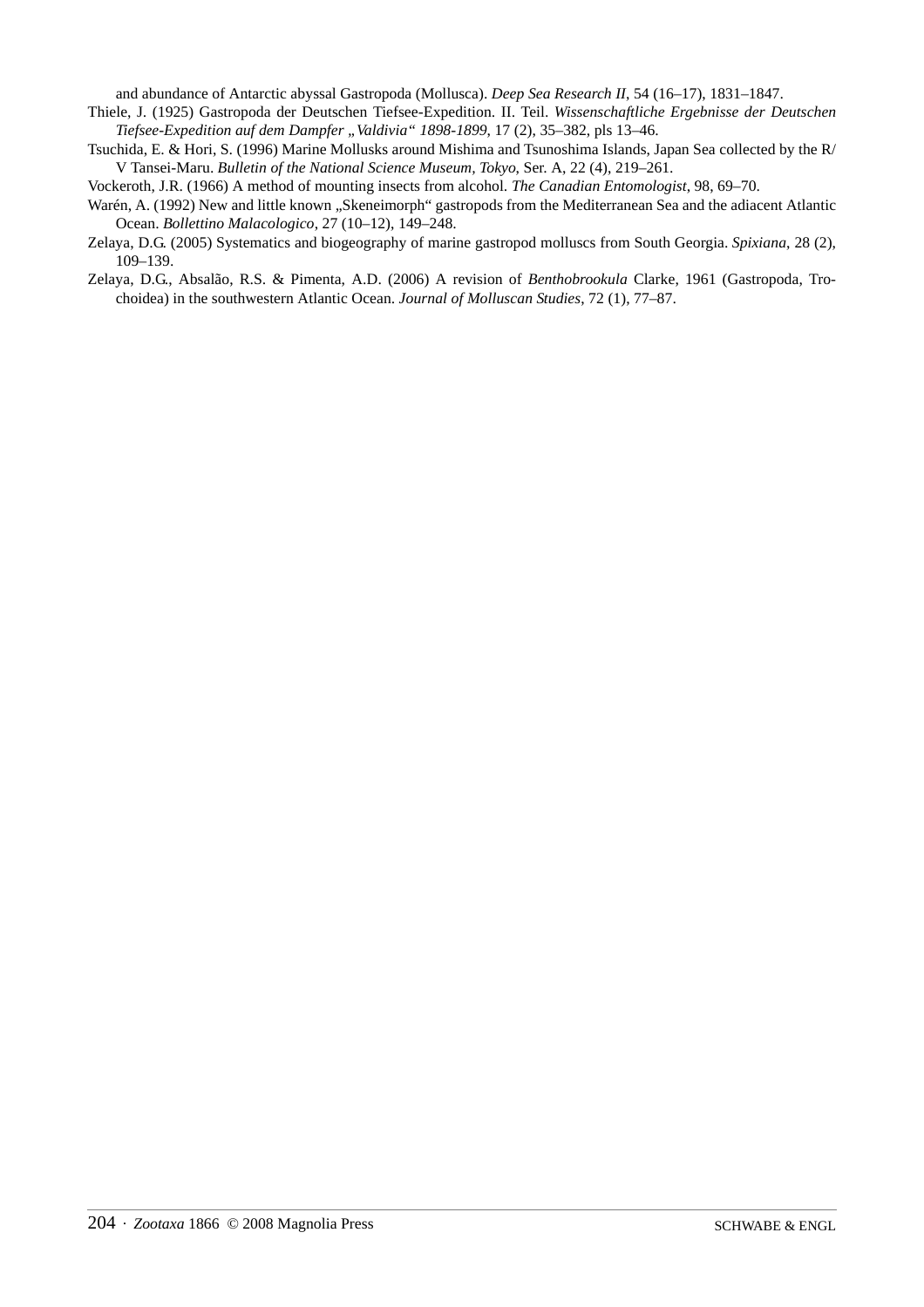and abundance of Antarctic abyssal Gastropoda (Mollusca). *Deep Sea Research II*, 54 (16–17), 1831–1847.

Thiele, J. (1925) Gastropoda der Deutschen Tiefsee-Expedition. II. Teil. *Wissenschaftliche Ergebnisse der Deutschen Tiefsee-Expedition auf dem Dampfer „Valdivia“ 1898-1899*, 17 (2), 35–382, pls 13–46.

Tsuchida, E. & Hori, S. (1996) Marine Mollusks around Mishima and Tsunoshima Islands, Japan Sea collected by the R/V Tansei-Maru. *Bulletin of the National Science Museum, Tokyo*, Ser. A, 22 (4), 219–261.

Vockeroth, J.R. (1966) A method of mounting insects from alcohol. *The Canadian Entomologist*, 98, 69–70.

Warén, A. (1992) New and little known „Skeneimorph“ gastropods from the Mediterranean Sea and the adiacent Atlantic Ocean. *Bollettino Malacologico*, 27 (10–12), 149–248.

Zelaya, D.G. (2005) Systematics and biogeography of marine gastropod molluscs from South Georgia. *Spixiana*, 28 (2), 109–139.

Zelaya, D.G., Absalão, R.S. & Pimenta, A.D. (2006) A revision of *Benthobrookula* Clarke, 1961 (Gastropoda, Trochoidea) in the southwestern Atlantic Ocean. *Journal of Molluscan Studies*, 72 (1), 77–87.